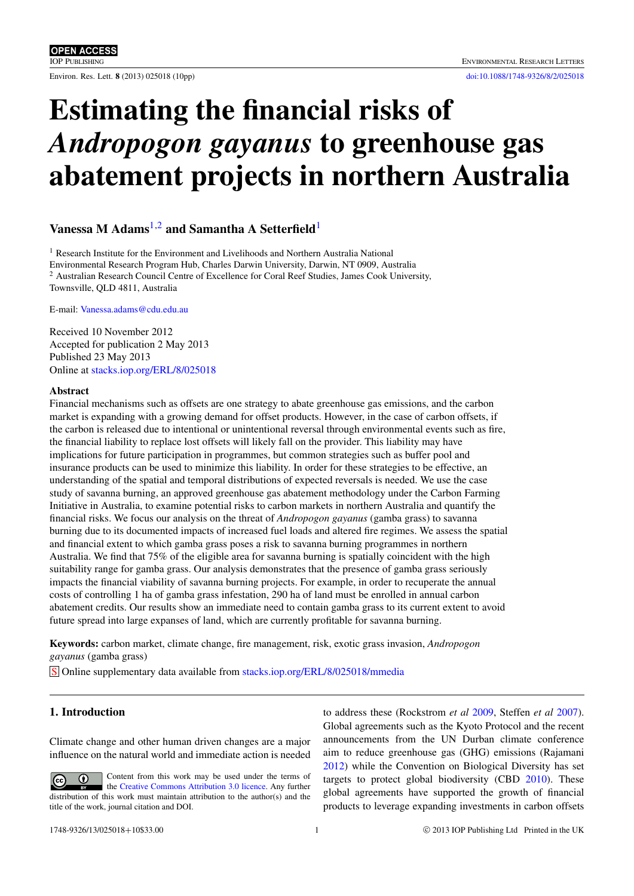OPEN ACCESS

IOP Publishing

Environmental Research Letters

doi:10.1088/1748-9326/8/2/025018

# Estimating the financial risks of *Andropogon gayanus* to greenhouse gas abatement projects in northern Australia

**Vanessa M Adams**[1,2] **and Samantha A Setterfield**[1]

[1] Research Institute for the Environment and Livelihoods and Northern Australia National Environmental Research Program Hub, Charles Darwin University, Darwin, NT 0909, Australia

[2] Australian Research Council Centre of Excellence for Coral Reef Studies, James Cook University, Townsville, QLD 4811, Australia

E-mail: Vanessa.adams@cdu.edu.au

Received 10 November 2012
Accepted for publication 2 May 2013
Published 23 May 2013
Online at stacks.iop.org/ERL/8/025018

## Abstract

Financial mechanisms such as offsets are one strategy to abate greenhouse gas emissions, and the carbon market is expanding with a growing demand for offset products. However, in the case of carbon offsets, if the carbon is released due to intentional or unintentional reversal through environmental events such as fire, the financial liability to replace lost offsets will likely fall on the provider. This liability may have implications for future participation in programmes, but common strategies such as buffer pool and insurance products can be used to minimize this liability. In order for these strategies to be effective, an understanding of the spatial and temporal distributions of expected reversals is needed. We use the case study of savanna burning, an approved greenhouse gas abatement methodology under the Carbon Farming Initiative in Australia, to examine potential risks to carbon markets in northern Australia and quantify the financial risks. We focus our analysis on the threat of *Andropogon gayanus* (gamba grass) to savanna burning due to its documented impacts of increased fuel loads and altered fire regimes. We assess the spatial and financial extent to which gamba grass poses a risk to savanna burning programmes in northern Australia. We find that 75% of the eligible area for savanna burning is spatially coincident with the high suitability range for gamba grass. Our analysis demonstrates that the presence of gamba grass seriously impacts the financial viability of savanna burning projects. For example, in order to recuperate the annual costs of controlling 1 ha of gamba grass infestation, 290 ha of land must be enrolled in annual carbon abatement credits. Our results show an immediate need to contain gamba grass to its current extent to avoid future spread into large expanses of land, which are currently profitable for savanna burning.

**Keywords:** carbon market, climate change, fire management, risk, exotic grass invasion, *Andropogon gayanus* (gamba grass)

S Online supplementary data available from stacks.iop.org/ERL/8/025018/mmedia

## 1. Introduction

Climate change and other human driven changes are a major influence on the natural world and immediate action is needed to address these (Rockstrom *et al* 2009, Steffen *et al* 2007). Global agreements such as the Kyoto Protocol and the recent announcements from the UN Durban climate conference aim to reduce greenhouse gas (GHG) emissions (Rajamani 2012) while the Convention on Biological Diversity has set targets to protect global biodiversity (CBD 2010). These global agreements have supported the growth of financial products to leverage expanding investments in carbon offsets

Content from this work may be used under the terms of the Creative Commons Attribution 3.0 licence. Any further distribution of this work must maintain attribution to the author(s) and the title of the work, journal citation and DOI.

1748-9326/13/025018+10$33.00 © 2013 IOP Publishing Ltd Printed in the UK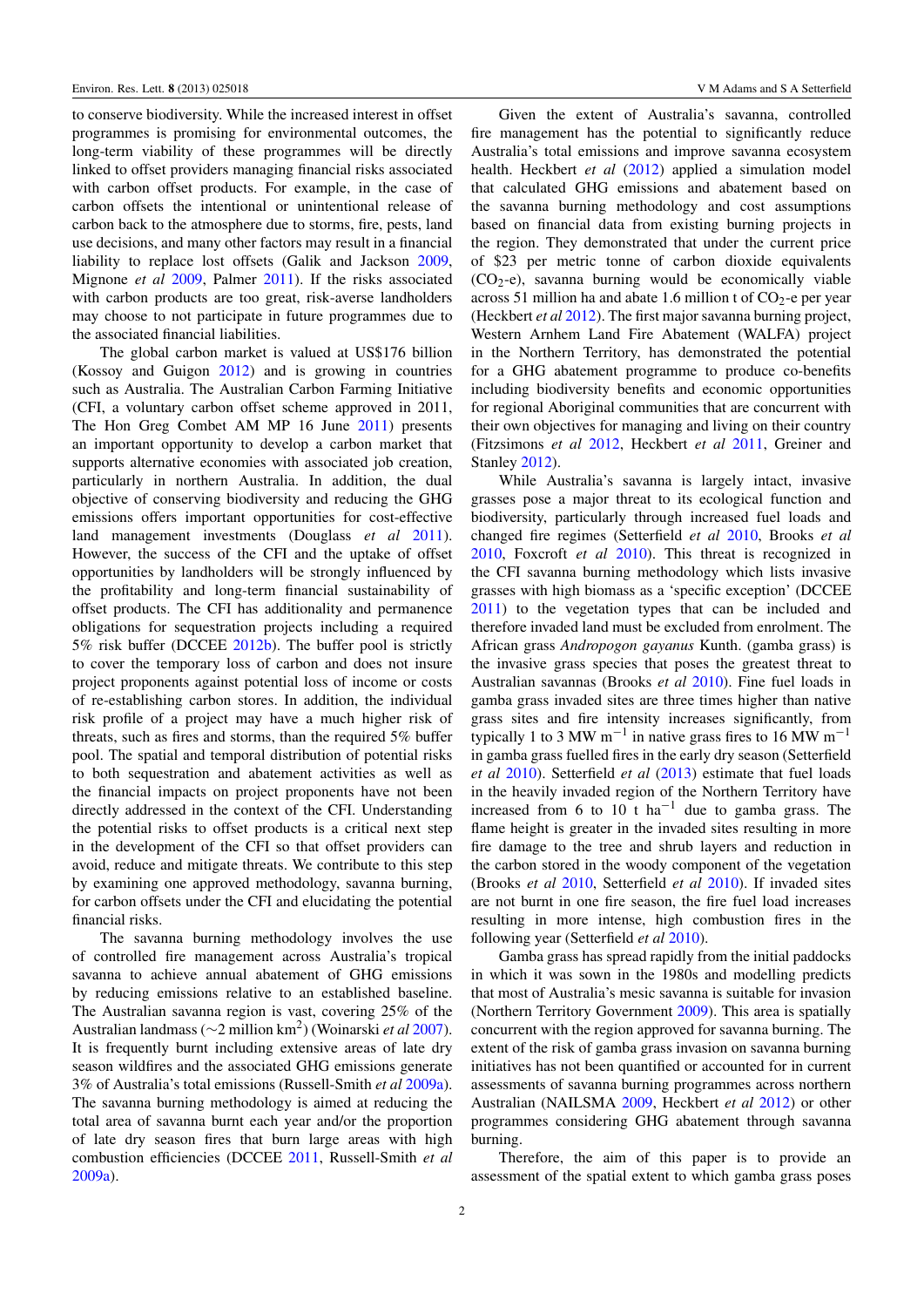to conserve biodiversity. While the increased interest in offset programmes is promising for environmental outcomes, the long-term viability of these programmes will be directly linked to offset providers managing financial risks associated with carbon offset products. For example, in the case of carbon offsets the intentional or unintentional release of carbon back to the atmosphere due to storms, fire, pests, land use decisions, and many other factors may result in a financial liability to replace lost offsets (Galik and Jackson 2009, Mignone *et al* 2009, Palmer 2011). If the risks associated with carbon products are too great, risk-averse landholders may choose to not participate in future programmes due to the associated financial liabilities.

The global carbon market is valued at US$176 billion (Kossoy and Guigon 2012) and is growing in countries such as Australia. The Australian Carbon Farming Initiative (CFI, a voluntary carbon offset scheme approved in 2011, The Hon Greg Combet AM MP 16 June 2011) presents an important opportunity to develop a carbon market that supports alternative economies with associated job creation, particularly in northern Australia. In addition, the dual objective of conserving biodiversity and reducing the GHG emissions offers important opportunities for cost-effective land management investments (Douglass *et al* 2011). However, the success of the CFI and the uptake of offset opportunities by landholders will be strongly influenced by the profitability and long-term financial sustainability of offset products. The CFI has additionality and permenance obligations for sequestration projects including a required 5% risk buffer (DCCEE 2012b). The buffer pool is strictly to cover the temporary loss of carbon and does not insure project proponents against potential loss of income or costs of re-establishing carbon stores. In addition, the individual risk profile of a project may have a much higher risk of threats, such as fires and storms, than the required 5% buffer pool. The spatial and temporal distribution of potential risks to both sequestration and abatement activities as well as the financial impacts on project proponents have not been directly addressed in the context of the CFI. Understanding the potential risks to offset products is a critical next step in the development of the CFI so that offset providers can avoid, reduce and mitigate threats. We contribute to this step by examining one approved methodology, savanna burning, for carbon offsets under the CFI and elucidating the potential financial risks.

The savanna burning methodology involves the use of controlled fire management across Australia's tropical savanna to achieve annual abatement of GHG emissions by reducing emissions relative to an established baseline. The Australian savanna region is vast, covering 25% of the Australian landmass (~2 million km$^2$) (Woinarski *et al* 2007). It is frequently burnt including extensive areas of late dry season wildfires and the associated GHG emissions generate 3% of Australia's total emissions (Russell-Smith *et al* 2009a). The savanna burning methodology is aimed at reducing the total area of savanna burnt each year and/or the proportion of late dry season fires that burn large areas with high combustion efficiencies (DCCEE 2011, Russell-Smith *et al* 2009a).

Given the extent of Australia's savanna, controlled fire management has the potential to significantly reduce Australia's total emissions and improve savanna ecosystem health. Heckbert *et al* (2012) applied a simulation model that calculated GHG emissions and abatement based on the savanna burning methodology and cost assumptions based on financial data from existing burning projects in the region. They demonstrated that under the current price of $23 per metric tonne of carbon dioxide equivalents ($CO_2$-e), savanna burning would be economically viable across 51 million ha and abate 1.6 million t of $CO_2$-e per year (Heckbert *et al* 2012). The first major savanna burning project, Western Arnhem Land Fire Abatement (WALFA) project in the Northern Territory, has demonstrated the potential for a GHG abatement programme to produce co-benefits including biodiversity benefits and economic opportunities for regional Aboriginal communities that are concurrent with their own objectives for managing and living on their country (Fitzsimons *et al* 2012, Heckbert *et al* 2011, Greiner and Stanley 2012).

While Australia's savanna is largely intact, invasive grasses pose a major threat to its ecological function and biodiversity, particularly through increased fuel loads and changed fire regimes (Setterfield *et al* 2010, Brooks *et al* 2010, Foxcroft *et al* 2010). This threat is recognized in the CFI savanna burning methodology which lists invasive grasses with high biomass as a 'specific exception' (DCCEE 2011) to the vegetation types that can be included and therefore invaded land must be excluded from enrolment. The African grass *Andropogon gayanus* Kunth. (gamba grass) is the invasive grass species that poses the greatest threat to Australian savannas (Brooks *et al* 2010). Fine fuel loads in gamba grass invaded sites are three times higher than native grass sites and fire intensity increases significantly, from typically 1 to 3 MW m$^{-1}$ in native grass fires to 16 MW m$^{-1}$ in gamba grass fuelled fires in the early dry season (Setterfield *et al* 2010). Setterfield *et al* (2013) estimate that fuel loads in the heavily invaded region of the Northern Territory have increased from 6 to 10 t ha$^{-1}$ due to gamba grass. The flame height is greater in the invaded sites resulting in more fire damage to the tree and shrub layers and reduction in the carbon stored in the woody component of the vegetation (Brooks *et al* 2010, Setterfield *et al* 2010). If invaded sites are not burnt in one fire season, the fire fuel load increases resulting in more intense, high combustion fires in the following year (Setterfield *et al* 2010).

Gamba grass has spread rapidly from the initial paddocks in which it was sown in the 1980s and modelling predicts that most of Australia's mesic savanna is suitable for invasion (Northern Territory Government 2009). This area is spatially concurrent with the region approved for savanna burning. The extent of the risk of gamba grass invasion on savanna burning initiatives has not been quantified or accounted for in current assessments of savanna burning programmes across northern Australian (NAILSMA 2009, Heckbert *et al* 2012) or other programmes considering GHG abatement through savanna burning.

Therefore, the aim of this paper is to provide an assessment of the spatial extent to which gamba grass poses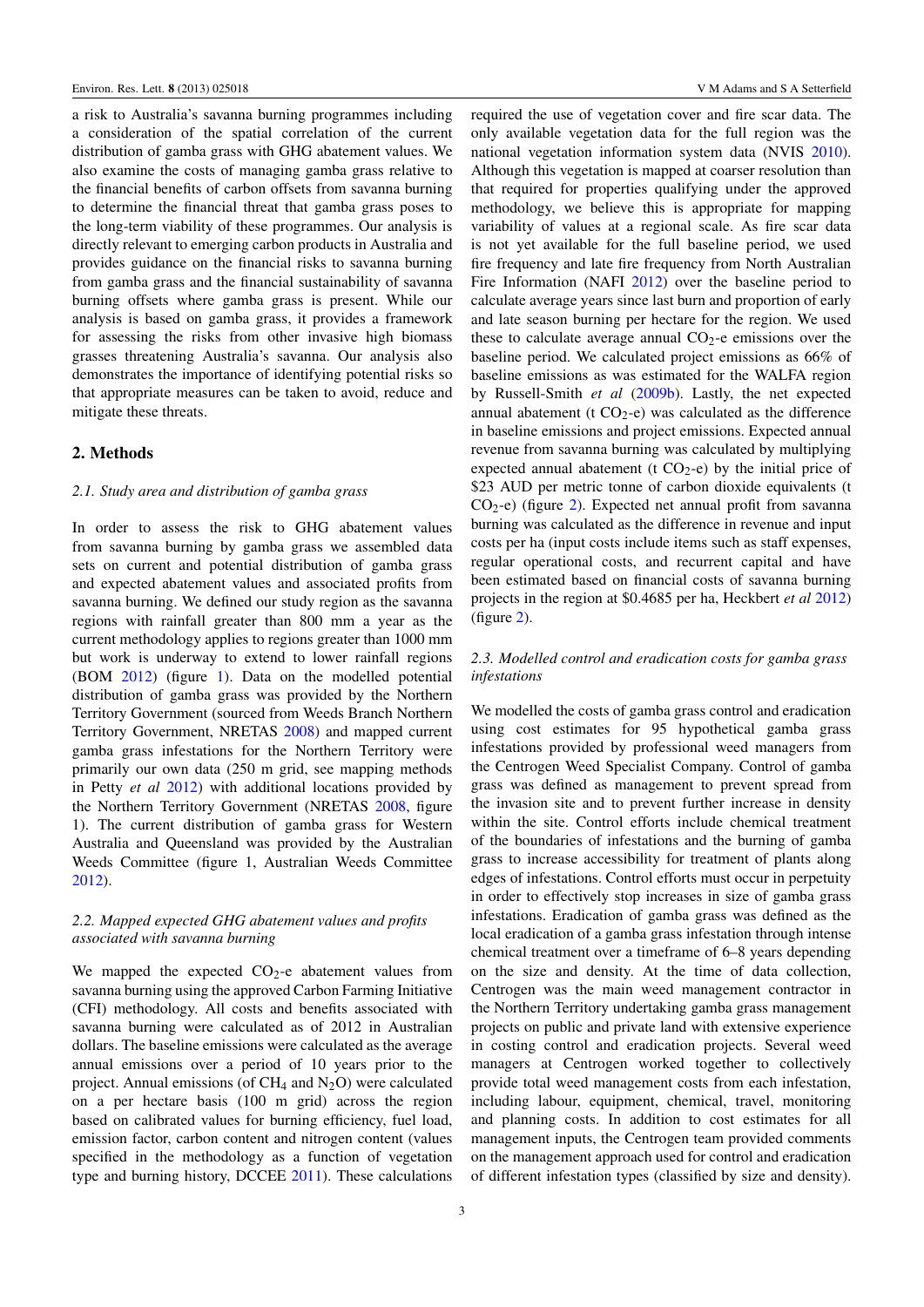a risk to Australia's savanna burning programmes including a consideration of the spatial correlation of the current distribution of gamba grass with GHG abatement values. We also examine the costs of managing gamba grass relative to the financial benefits of carbon offsets from savanna burning to determine the financial threat that gamba grass poses to the long-term viability of these programmes. Our analysis is directly relevant to emerging carbon products in Australia and provides guidance on the financial risks to savanna burning from gamba grass and the financial sustainability of savanna burning offsets where gamba grass is present. While our analysis is based on gamba grass, it provides a framework for assessing the risks from other invasive high biomass grasses threatening Australia's savanna. Our analysis also demonstrates the importance of identifying potential risks so that appropriate measures can be taken to avoid, reduce and mitigate these threats.

## 2. Methods

### *2.1. Study area and distribution of gamba grass*

In order to assess the risk to GHG abatement values from savanna burning by gamba grass we assembled data sets on current and potential distribution of gamba grass and expected abatement values and associated profits from savanna burning. We defined our study region as the savanna regions with rainfall greater than 800 mm a year as the current methodology applies to regions greater than 1000 mm but work is underway to extend to lower rainfall regions (BOM 2012) (figure 1). Data on the modelled potential distribution of gamba grass was provided by the Northern Territory Government (sourced from Weeds Branch Northern Territory Government, NRETAS 2008) and mapped current gamba grass infestations for the Northern Territory were primarily our own data (250 m grid, see mapping methods in Petty *et al* 2012) with additional locations provided by the Northern Territory Government (NRETAS 2008, figure 1). The current distribution of gamba grass for Western Australia and Queensland was provided by the Australian Weeds Committee (figure 1, Australian Weeds Committee 2012).

### *2.2. Mapped expected GHG abatement values and profits associated with savanna burning*

We mapped the expected $CO_2$-e abatement values from savanna burning using the approved Carbon Farming Initiative (CFI) methodology. All costs and benefits associated with savanna burning were calculated as of 2012 in Australian dollars. The baseline emissions were calculated as the average annual emissions over a period of 10 years prior to the project. Annual emissions (of $CH_4$ and $N_2O$) were calculated on a per hectare basis (100 m grid) across the region based on calibrated values for burning efficiency, fuel load, emission factor, carbon content and nitrogen content (values specified in the methodology as a function of vegetation type and burning history, DCCEE 2011). These calculations required the use of vegetation cover and fire scar data. The only available vegetation data for the full region was the national vegetation information system data (NVIS 2010). Although this vegetation is mapped at coarser resolution than that required for properties qualifying under the approved methodology, we believe this is appropriate for mapping variability of values at a regional scale. As fire scar data is not yet available for the full baseline period, we used fire frequency and late fire frequency from North Australian Fire Information (NAFI 2012) over the baseline period to calculate average years since last burn and proportion of early and late season burning per hectare for the region. We used these to calculate average annual $CO_2$-e emissions over the baseline period. We calculated project emissions as 66% of baseline emissions as was estimated for the WALFA region by Russell-Smith *et al* (2009b). Lastly, the net expected annual abatement (t $CO_2$-e) was calculated as the difference in baseline emissions and project emissions. Expected annual revenue from savanna burning was calculated by multiplying expected annual abatement (t $CO_2$-e) by the initial price of \$23 AUD per metric tonne of carbon dioxide equivalents (t $CO_2$-e) (figure 2). Expected net annual profit from savanna burning was calculated as the difference in revenue and input costs per ha (input costs include items such as staff expenses, regular operational costs, and recurrent capital and have been estimated based on financial costs of savanna burning projects in the region at \$0.4685 per ha, Heckbert *et al* 2012) (figure 2).

### *2.3. Modelled control and eradication costs for gamba grass infestations*

We modelled the costs of gamba grass control and eradication using cost estimates for 95 hypothetical gamba grass infestations provided by professional weed managers from the Centrogen Weed Specialist Company. Control of gamba grass was defined as management to prevent spread from the invasion site and to prevent further increase in density within the site. Control efforts include chemical treatment of the boundaries of infestations and the burning of gamba grass to increase accessibility for treatment of plants along edges of infestations. Control efforts must occur in perpetuity in order to effectively stop increases in size of gamba grass infestations. Eradication of gamba grass was defined as the local eradication of a gamba grass infestation through intense chemical treatment over a timeframe of 6–8 years depending on the size and density. At the time of data collection, Centrogen was the main weed management contractor in the Northern Territory undertaking gamba grass management projects on public and private land with extensive experience in costing control and eradication projects. Several weed managers at Centrogen worked together to collectively provide total weed management costs from each infestation, including labour, equipment, chemical, travel, monitoring and planning costs. In addition to cost estimates for all management inputs, the Centrogen team provided comments on the management approach used for control and eradication of different infestation types (classified by size and density).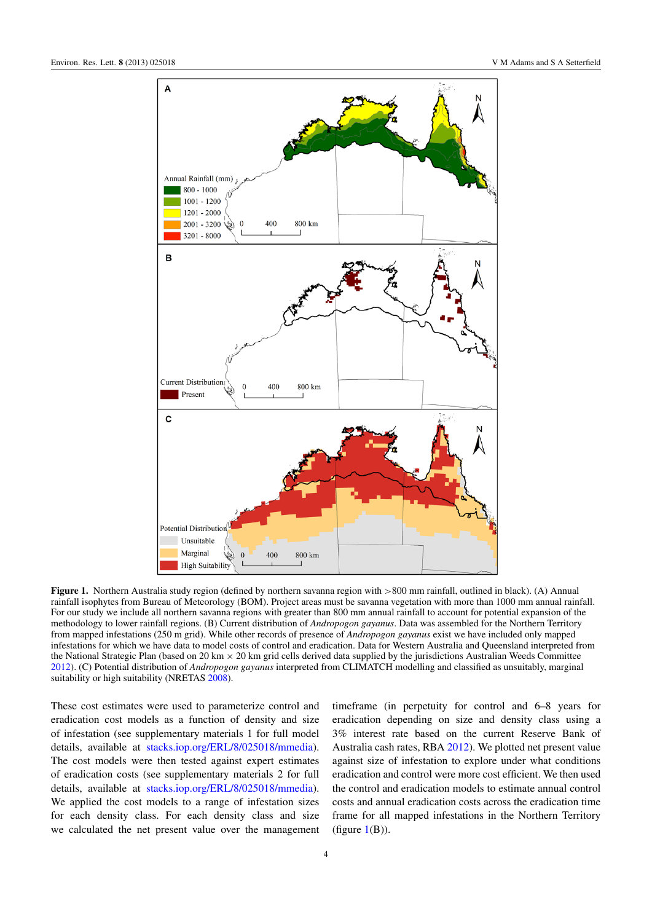**Figure 1.** Northern Australia study region (defined by northern savanna region with >800 mm rainfall, outlined in black). (A) Annual rainfall isophytes from Bureau of Meteorology (BOM). Project areas must be savanna vegetation with more than 1000 mm annual rainfall. For our study we include all northern savanna regions with greater than 800 mm annual rainfall to account for potential expansion of the methodology to lower rainfall regions. (B) Current distribution of *Andropogon gayanus*. Data was assembled for the Northern Territory from mapped infestations (250 m grid). While other records of presence of *Andropogon gayanus* exist we have included only mapped infestations for which we have data to model costs of control and eradication. Data for Western Australia and Queensland interpreted from the National Strategic Plan (based on 20 km × 20 km grid cells derived data supplied by the jurisdictions Australian Weeds Committee 2012). (C) Potential distribution of *Andropogon gayanus* interpreted from CLIMATCH modelling and classified as unsuitably, marginal suitability or high suitability (NRETAS 2008).

These cost estimates were used to parameterize control and eradication cost models as a function of density and size of infestation (see supplementary materials 1 for full model details, available at stacks.iop.org/ERL/8/025018/mmedia). The cost models were then tested against expert estimates of eradication costs (see supplementary materials 2 for full details, available at stacks.iop.org/ERL/8/025018/mmedia). We applied the cost models to a range of infestation sizes for each density class. For each density class and size we calculated the net present value over the management timeframe (in perpetuity for control and 6–8 years for eradication depending on size and density class using a 3% interest rate based on the current Reserve Bank of Australia cash rates, RBA 2012). We plotted net present value against size of infestation to explore under what conditions eradication and control were more cost efficient. We then used the control and eradication models to estimate annual control costs and annual eradication costs across the eradication time frame for all mapped infestations in the Northern Territory (figure 1(B)).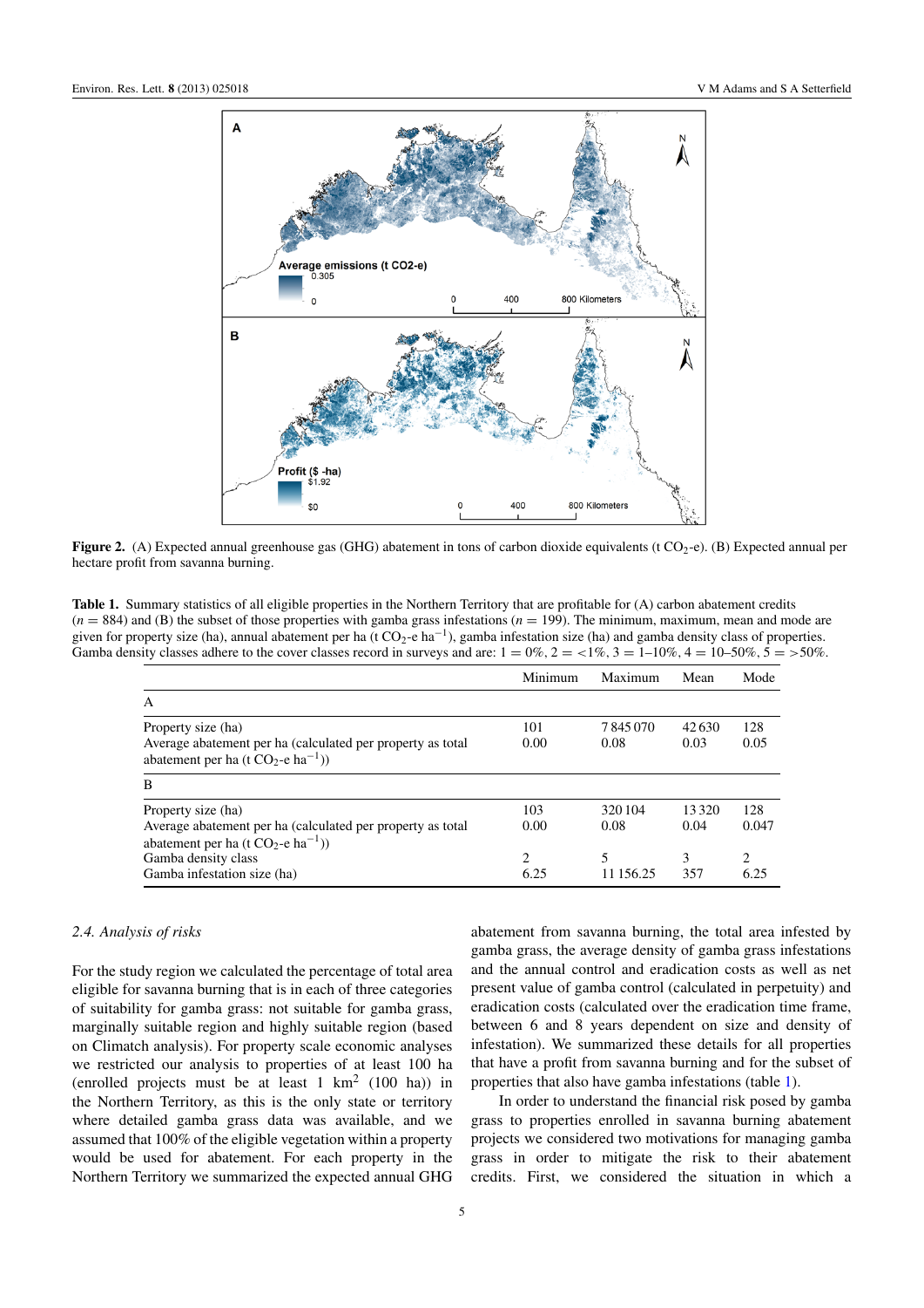**Figure 2.** (A) Expected annual greenhouse gas (GHG) abatement in tons of carbon dioxide equivalents (t $CO_2$-e). (B) Expected annual per hectare profit from savanna burning.

**Table 1.** Summary statistics of all eligible properties in the Northern Territory that are profitable for (A) carbon abatement credits ($n = 884$) and (B) the subset of those properties with gamba grass infestations ($n = 199$). The minimum, maximum, mean and mode are given for property size (ha), annual abatement per ha (t $CO_2$-e $ha^{-1}$), gamba infestation size (ha) and gamba density class of properties. Gamba density classes adhere to the cover classes record in surveys and are: 1 = 0%, 2 = <1%, 3 = 1–10%, 4 = 10–50%, 5 = >50%.

| | Minimum | Maximum | Mean | Mode |
|---|---|---|---|---|
| A | | | | |
| Property size (ha) | 101 | 7 845 070 | 42 630 | 128 |
| Average abatement per ha (calculated per property as total abatement per ha (t $CO_2$-e $ha^{-1}$)) | 0.00 | 0.08 | 0.03 | 0.05 |
| B | | | | |
| Property size (ha) | 103 | 320 104 | 13 320 | 128 |
| Average abatement per ha (calculated per property as total abatement per ha (t $CO_2$-e $ha^{-1}$)) | 0.00 | 0.08 | 0.04 | 0.047 |
| Gamba density class | 2 | 5 | 3 | 2 |
| Gamba infestation size (ha) | 6.25 | 11 156.25 | 357 | 6.25 |

### *2.4. Analysis of risks*

For the study region we calculated the percentage of total area eligible for savanna burning that is in each of three categories of suitability for gamba grass: not suitable for gamba grass, marginally suitable region and highly suitable region (based on Climatch analysis). For property scale economic analyses we restricted our analysis to properties of at least 100 ha (enrolled projects must be at least 1 $km^2$ (100 ha)) in the Northern Territory, as this is the only state or territory where detailed gamba grass data was available, and we assumed that 100% of the eligible vegetation within a property would be used for abatement. For each property in the Northern Territory we summarized the expected annual GHG abatement from savanna burning, the total area infested by gamba grass, the average density of gamba grass infestations and the annual control and eradication costs as well as net present value of gamba control (calculated in perpetuity) and eradication costs (calculated over the eradication time frame, between 6 and 8 years dependent on size and density of infestation). We summarized these details for all properties that have a profit from savanna burning and for the subset of properties that also have gamba grass infestations (table 1).

In order to understand the financial risk posed by gamba grass to properties enrolled in savanna burning abatement projects we considered two motivations for managing gamba grass in order to mitigate the risk to their abatement credits. First, we considered the situation in which a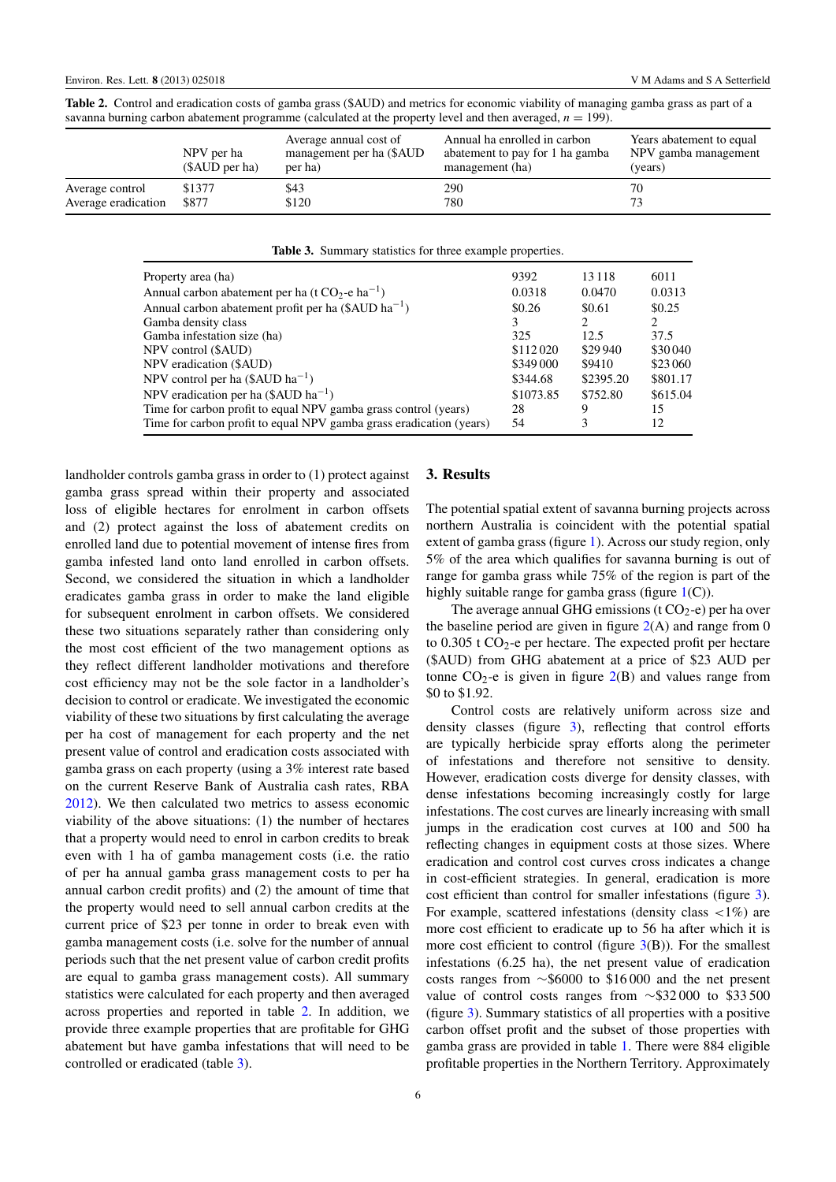**Table 2.** Control and eradication costs of gamba grass ($AUD) and metrics for economic viability of managing gamba grass as part of a savanna burning carbon abatement programme (calculated at the property level and then averaged, $n = 199$).

| | NPV per ha ($AUD per ha) | Average annual cost of management per ha ($AUD per ha) | Annual ha enrolled in carbon abatement to pay for 1 ha gamba management (ha) | Years abatement to equal NPV gamba management (years) |
|---|---|---|---|---|
| Average control | $1377 | $43 | 290 | 70 |
| Average eradication | $877 | $120 | 780 | 73 |

**Table 3.** Summary statistics for three example properties.

| | | | |
|---|---|---|---|
| Property area (ha) | 9392 | 13 118 | 6011 |
| Annual carbon abatement per ha (t $CO_2$-e $ha^{-1}$) | 0.0318 | 0.0470 | 0.0313 |
| Annual carbon abatement profit per ha ($AUD $ha^{-1}$) | $0.26 | $0.61 | $0.25 |
| Gamba density class | 3 | 2 | 2 |
| Gamba infestation size (ha) | 325 | 12.5 | 37.5 |
| NPV control ($AUD) | $112 020 | $29 940 | $30 040 |
| NPV eradication ($AUD) | $349 000 | $9410 | $23 060 |
| NPV control per ha ($AUD $ha^{-1}$) | $344.68 | $2395.20 | $801.17 |
| NPV eradication per ha ($AUD $ha^{-1}$) | $1073.85 | $752.80 | $615.04 |
| Time for carbon profit to equal NPV gamba grass control (years) | 28 | 9 | 15 |
| Time for carbon profit to equal NPV gamba grass eradication (years) | 54 | 3 | 12 |

landholder controls gamba grass in order to (1) protect against gamba grass spread within their property and associated loss of eligible hectares for enrolment in carbon offsets and (2) protect against the loss of abatement credits on enrolled land due to potential movement of intense fires from gamba infested land onto land enrolled in carbon offsets. Second, we considered the situation in which a landholder eradicates gamba grass in order to make the land eligible for subsequent enrolment in carbon offsets. We considered these two situations separately rather than considering only the most cost efficient of the two management options as they reflect different landholder motivations and therefore cost efficiency may not be the sole factor in a landholder's decision to control or eradicate. We investigated the economic viability of these two situations by first calculating the average per ha cost of management for each property and the net present value of control and eradication costs associated with gamba grass on each property (using a 3% interest rate based on the current Reserve Bank of Australia cash rates, RBA 2012). We then calculated two metrics to assess economic viability of the above situations: (1) the number of hectares that a property would need to enrol in carbon credits to break even with 1 ha of gamba management costs (i.e. the ratio of per ha annual gamba grass management costs to per ha annual carbon credit profits) and (2) the amount of time that the property would need to sell annual carbon credits at the current price of $23 per tonne in order to break even with gamba management costs (i.e. solve for the number of annual periods such that the net present value of carbon credit profits are equal to gamba grass management costs). All summary statistics were calculated for each property and then averaged across properties and reported in table 2. In addition, we provide three example properties that are profitable for GHG abatement but have gamba infestations that will need to be controlled or eradicated (table 3).

## 3. Results

The potential spatial extent of savanna burning projects across northern Australia is coincident with the potential spatial extent of gamba grass (figure 1). Across our study region, only 5% of the area which qualifies for savanna burning is out of range for gamba grass while 75% of the region is part of the highly suitable range for gamba grass (figure 1(C)).

The average annual GHG emissions (t $CO_2$-e) per ha over the baseline period are given in figure 2(A) and range from 0 to 0.305 t $CO_2$-e per hectare. The expected profit per hectare ($AUD) from GHG abatement at a price of $23 AUD per tonne $CO_2$-e is given in figure 2(B) and values range from $0 to $1.92.

Control costs are relatively uniform across size and density classes (figure 3), reflecting that control efforts are typically herbicide spray efforts along the perimeter of infestations and therefore not sensitive to density. However, eradication costs diverge for density classes, with dense infestations becoming increasingly costly for large infestations. The cost curves are linearly increasing with small jumps in the eradication cost curves at 100 and 500 ha reflecting changes in equipment costs at those sizes. Where eradication and control cost curves cross indicates a change in cost-efficient strategies. In general, eradication is more cost efficient than control for smaller infestations (figure 3). For example, scattered infestations (density class <1%) are more cost efficient to eradicate up to 56 ha after which it is more cost efficient to control (figure 3(B)). For the smallest infestations (6.25 ha), the net present value of eradication costs ranges from ∼$6000 to $16 000 and the net present value of control costs ranges from ∼$32 000 to $33 500 (figure 3). Summary statistics of all properties with a positive carbon offset profit and the subset of those properties with gamba grass are provided in table 1. There were 884 eligible profitable properties in the Northern Territory. Approximately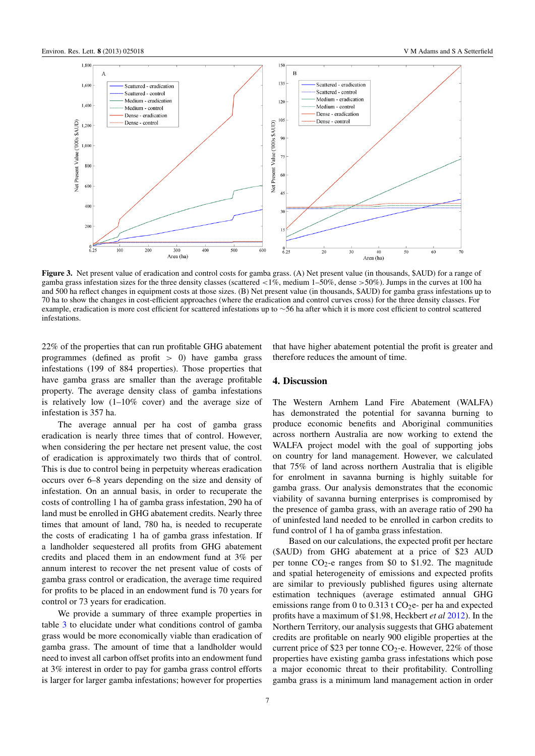Figure 3. Net present value of eradication and control costs for gamba grass. (A) Net present value (in thousands, $AUD) for a range of gamba grass infestation sizes for the three density classes (scattered <1%, medium 1–50%, dense >50%). Jumps in the curves at 100 ha and 500 ha reflect changes in equipment costs at those sizes. (B) Net present value (in thousands, $AUD) for gamba grass infestations up to 70 ha to show the changes in cost-efficient approaches (where the eradication and control curves cross) for the three density classes. For example, eradication is more cost efficient for scattered infestations up to ∼56 ha after which it is more cost efficient to control scattered infestations.

22% of the properties that can run profitable GHG abatement programmes (defined as profit > 0) have gamba grass infestations (199 of 884 properties). Those properties that have gamba grass are smaller than the average profitable property. The average density class of gamba infestations is relatively low (1–10% cover) and the average size of infestation is 357 ha.

The average annual per ha cost of gamba grass eradication is nearly three times that of control. However, when considering the per hectare net present value, the cost of eradication is approximately two thirds that of control. This is due to control being in perpetuity whereas eradication occurs over 6–8 years depending on the size and density of infestation. On an annual basis, in order to recuperate the costs of controlling 1 ha of gamba grass infestation, 290 ha of land must be enrolled in GHG abatement credits. Nearly three times that amount of land, 780 ha, is needed to recuperate the costs of eradicating 1 ha of gamba grass infestation. If a landholder sequestered all profits from GHG abatement credits and placed them in an endowment fund at 3% per annum interest to recover the net present value of costs of gamba grass control or eradication, the average time required for profits to be placed in an endowment fund is 70 years for control or 73 years for eradication.

We provide a summary of three example properties in table 3 to elucidate under what conditions control of gamba grass would be more economically viable than eradication of gamba grass. The amount of time that a landholder would need to invest all carbon offset profits into an endowment fund at 3% interest in order to pay for gamba grass control efforts is larger for larger gamba infestations; however for properties that have higher abatement potential the profit is greater and therefore reduces the amount of time.

## 4. Discussion

The Western Arnhem Land Fire Abatement (WALFA) has demonstrated the potential for savanna burning to produce economic benefits and Aboriginal communities across northern Australia are now working to extend the WALFA project model with the goal of supporting jobs on country for land management. However, we calculated that 75% of land across northern Australia that is eligible for enrolment in savanna burning is highly suitable for gamba grass. Our analysis demonstrates that the economic viability of savanna burning enterprises is compromised by the presence of gamba grass, with an average ratio of 290 ha of uninfested land needed to be enrolled in carbon credits to fund control of 1 ha of gamba grass infestation.

Based on our calculations, the expected profit per hectare ($AUD) from GHG abatement at a price of $23 AUD per tonne $CO_2$-e ranges from $0 to $1.92. The magnitude and spatial heterogeneity of emissions and expected profits are similar to previously published figures using alternate estimation techniques (average estimated annual GHG emissions range from 0 to 0.313 t $CO_2$-e- per ha and expected profits have a maximum of $1.98, Heckbert *et al* 2012). In the Northern Territory, our analysis suggests that GHG abatement credits are profitable on nearly 900 eligible properties at the current price of $23 per tonne $CO_2$-e. However, 22% of those properties have existing gamba grass infestations which pose a major economic threat to their profitability. Controlling gamba grass is a minimum land management action in order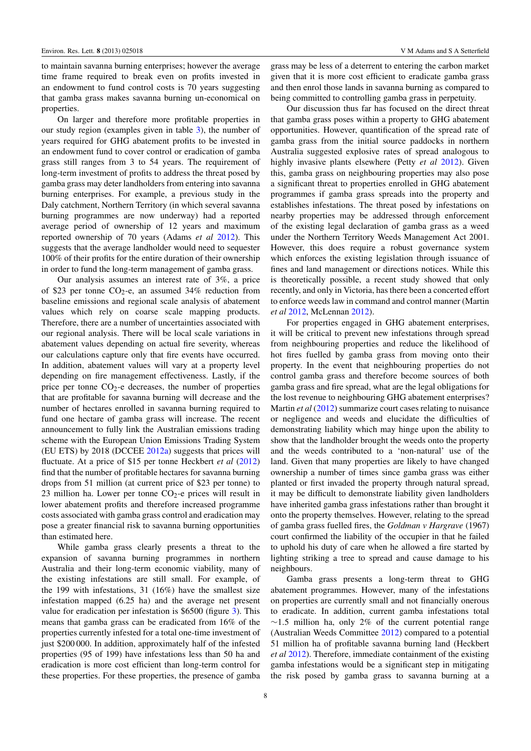to maintain savanna burning enterprises; however the average time frame required to break even on profits invested in an endowment to fund control costs is 70 years suggesting that gamba grass makes savanna burning un-economical on properties.

On larger and therefore more profitable properties in our study region (examples given in table 3), the number of years required for GHG abatement profits to be invested in an endowment fund to cover control or eradication of gamba grass still ranges from 3 to 54 years. The requirement of long-term investment of profits to address the threat posed by gamba grass may deter landholders from entering into savanna burning enterprises. For example, a previous study in the Daly catchment, Northern Territory (in which several savanna burning programmes are now underway) had a reported average period of ownership of 12 years and maximum reported ownership of 70 years (Adams *et al* 2012). This suggests that the average landholder would need to sequester 100% of their profits for the entire duration of their ownership in order to fund the long-term management of gamba grass.

Our analysis assumes an interest rate of 3%, a price of \$23 per tonne $CO_2$-e, an assumed 34% reduction from baseline emissions and regional scale analysis of abatement values which rely on coarse scale mapping products. Therefore, there are a number of uncertainties associated with our regional analysis. There will be local scale variations in abatement values depending on actual fire severity, whereas our calculations capture only that fire events have occurred. In addition, abatement values will vary at a property level depending on fire management effectiveness. Lastly, if the price per tonne $CO_2$-e decreases, the number of properties that are profitable for savanna burning will decrease and the number of hectares enrolled in savanna burning required to fund one hectare of gamba grass will increase. The recent announcement to fully link the Australian emissions trading scheme with the European Union Emissions Trading System (EU ETS) by 2018 (DCCEE 2012a) suggests that prices will fluctuate. At a price of \$15 per tonne Heckbert *et al* (2012) find that the number of profitable hectares for savanna burning drops from 51 million (at current price of \$23 per tonne) to 23 million ha. Lower per tonne $CO_2$-e prices will result in lower abatement profits and therefore increased programme costs associated with gamba grass control and eradication may pose a greater financial risk to savanna burning opportunities than estimated here.

While gamba grass clearly presents a threat to the expansion of savanna burning programmes in northern Australia and their long-term economic viability, many of the existing infestations are still small. For example, of the 199 with infestations, 31 (16%) have the smallest size infestation mapped (6.25 ha) and the average net present value for eradication per infestation is \$6500 (figure 3). This means that gamba grass can be eradicated from 16% of the properties currently infested for a total one-time investment of just \$200 000. In addition, approximately half of the infested properties (95 of 199) have infestations less than 50 ha and eradication is more cost efficient than long-term control for these properties. For these properties, the presence of gamba grass may be less of a deterrent to entering the carbon market given that it is more cost efficient to eradicate gamba grass and then enrol those lands in savanna burning as compared to being committed to controlling gamba grass in perpetuity.

Our discussion thus far has focused on the direct threat that gamba grass poses within a property to GHG abatement opportunities. However, quantification of the spread rate of gamba grass from the initial source paddocks in northern Australia suggested explosive rates of spread analogous to highly invasive plants elsewhere (Petty *et al* 2012). Given this, gamba grass on neighbouring properties may also pose a significant threat to properties enrolled in GHG abatement programmes if gamba grass spreads into the property and establishes infestations. The threat posed by infestations on nearby properties may be addressed through enforcement of the existing legal declaration of gamba grass as a weed under the Northern Territory Weeds Management Act 2001. However, this does require a robust governance system which enforces the existing legislation through issuance of fines and land management or directions notices. While this is theoretically possible, a recent study showed that only recently, and only in Victoria, has there been a concerted effort to enforce weeds law in command and control manner (Martin *et al* 2012, McLennan 2012).

For properties engaged in GHG abatement enterprises, it will be critical to prevent new infestations through spread from neighbouring properties and reduce the likelihood of hot fires fuelled by gamba grass from moving onto their property. In the event that neighbouring properties do not control gamba grass and therefore become sources of both gamba grass and fire spread, what are the legal obligations for the lost revenue to neighbouring GHG abatement enterprises? Martin *et al* (2012) summarize court cases relating to nuisance or negligence and weeds and elucidate the difficulties of demonstrating liability which may hinge upon the ability to show that the landholder brought the weeds onto the property and the weeds contributed to a 'non-natural' use of the land. Given that many properties are likely to have changed ownership a number of times since gamba grass was either planted or first invaded the property through natural spread, it may be difficult to demonstrate liability given landholders have inherited gamba grass infestations rather than brought it onto the property themselves. However, relating to the spread of gamba grass fuelled fires, the *Goldman v Hargrave* (1967) court confirmed the liability of the occupier in that he failed to uphold his duty of care when he allowed a fire started by lighting striking a tree to spread and cause damage to his neighbours.

Gamba grass presents a long-term threat to GHG abatement programmes. However, many of the infestations on properties are currently small and not financially onerous to eradicate. In addition, current gamba infestations total ~1.5 million ha, only 2% of the current potential range (Australian Weeds Committee 2012) compared to a potential 51 million ha of profitable savanna burning land (Heckbert *et al* 2012). Therefore, immediate containment of the existing gamba infestations would be a significant step in mitigating the risk posed by gamba grass to savanna burning at a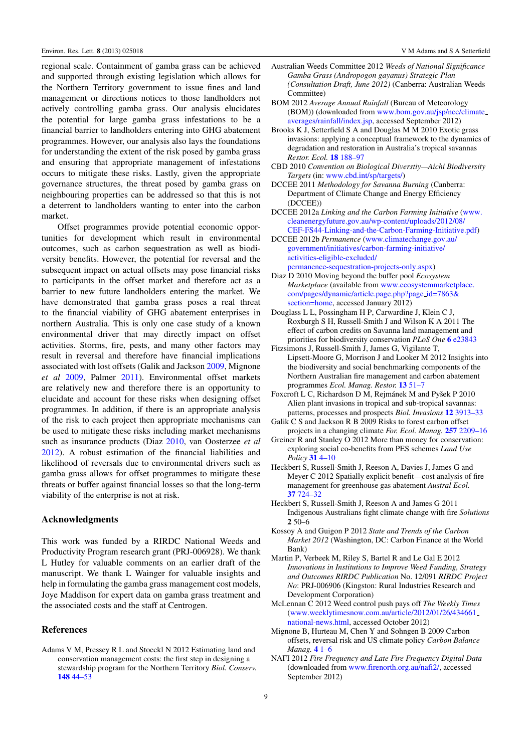regional scale. Containment of gamba grass can be achieved and supported through existing legislation which allows for the Northern Territory government to issue fines and land management or directions notices to those landholders not actively controlling gamba grass. Our analysis elucidates the potential for large gamba grass infestations to be a financial barrier to landholders entering into GHG abatement programmes. However, our analysis also lays the foundations for understanding the extent of the risk posed by gamba grass and ensuring that appropriate management of infestations occurs to mitigate these risks. Lastly, given the appropriate governance structures, the threat posed by gamba grass on neighbouring properties can be addressed so that this is not a deterrent to landholders wanting to enter into the carbon market.

Offset programmes provide potential economic opportunities for development which result in environmental outcomes, such as carbon sequestration as well as biodiversity benefits. However, the potential for reversal and the subsequent impact on actual offsets may pose financial risks to participants in the offset market and therefore act as a barrier to new future landholders entering the market. We have demonstrated that gamba grass poses a real threat to the financial viability of GHG abatement enterprises in northern Australia. This is only one case study of a known environmental driver that may directly impact on offset activities. Storms, fire, pests, and many other factors may result in reversal and therefore have financial implications associated with lost offsets (Galik and Jackson 2009, Mignone *et al* 2009, Palmer 2011). Environmental offset markets are relatively new and therefore there is an opportunity to elucidate and account for these risks when designing offset programmes. In addition, if there is an appropriate analysis of the risk to each project then appropriate mechanisms can be used to mitigate these risks including market mechanisms such as insurance products (Diaz 2010, van Oosterzee *et al* 2012). A robust estimation of the financial liabilities and likelihood of reversals due to environmental drivers such as gamba grass allows for offset programmes to mitigate these threats or buffer against financial losses so that the long-term viability of the enterprise is not at risk.

## Acknowledgments

This work was funded by a RIRDC National Weeds and Productivity Program research grant (PRJ-006928). We thank L Hutley for valuable comments on an earlier draft of the manuscript. We thank L Wainger for valuable insights and help in formulating the gamba grass management cost models, Joye Maddison for expert data on gamba grass treatment and the associated costs and the staff at Centrogen.

## References

Adams V M, Pressey R L and Stoeckl N 2012 Estimating land and conservation management costs: the first step in designing a stewardship program for the Northern Territory *Biol. Conserv.* **148** 44–53

Australian Weeds Committee 2012 *Weeds of National Significance Gamba Grass (Andropogon gayanus) Strategic Plan (Consultation Draft, June 2012)* (Canberra: Australian Weeds Committee)

BOM 2012 *Average Annual Rainfall* (Bureau of Meteorology (BOM)) (downloaded from www.bom.gov.au/jsp/ncc/climate_averages/rainfall/index.jsp, accessed September 2012)

Brooks K J, Setterfield S A and Douglas M M 2010 Exotic grass invasions: applying a conceptual framework to the dynamics of degradation and restoration in Australia's tropical savannas *Restor. Ecol.* **18** 188–97

CBD 2010 *Convention on Biological Diverstiy—Aichi Biodiversity Targets* (in: www.cbd.int/sp/targets/)

DCCEE 2011 *Methodology for Savanna Burning* (Canberra: Department of Climate Change and Energy Efficiency (DCCEE))

DCCEE 2012a *Linking and the Carbon Farming Initiative* (www.cleanenergyfuture.gov.au/wp-content/uploads/2012/08/CEF-FS44-Linking-and-the-Carbon-Farming-Initiative.pdf)

DCCEE 2012b *Permanence* (www.climatechange.gov.au/government/initiatives/carbon-farming-initiative/activities-eligible-excluded/permanence-sequestration-projects-only.aspx)

Diaz D 2010 Moving beyond the buffer pool *Ecosystem Marketplace* (available from www.ecosystemmarketplace.com/pages/dynamic/article.page.php?page_id=7863&section=home, accessed January 2012)

Douglass L L, Possingham H P, Carwardine J, Klein C J, Roxburgh S H, Russell-Smith J and Wilson K A 2011 The effect of carbon credits on Savanna land management and priorities for biodiversity conservation *PLoS One* **6** e23843

Fitzsimons J, Russell-Smith J, James G, Vigilante T, Lipsett-Moore G, Morrison J and Looker M 2012 Insights into the biodiversity and social benchmarking components of the Northern Australian fire management and carbon abatement programmes *Ecol. Manag. Restor.* **13** 51–7

Foxcroft L C, Richardson D M, Rejmánek M and Pyšek P 2010 Alien plant invasions in tropical and sub-tropical savannas: patterns, processes and prospects *Biol. Invasions* **12** 3913–33

Galik C S and Jackson R B 2009 Risks to forest carbon offset projects in a changing climate *For. Ecol. Manag.* **257** 2209–16

Greiner R and Stanley O 2012 More than money for conservation: exploring social co-benefits from PES schemes *Land Use Policy* **31** 4–10

Heckbert S, Russell-Smith J, Reeson A, Davies J, James G and Meyer C 2012 Spatially explicit benefit—cost analysis of fire management for greenhouse gas abatement *Austral Ecol.* **37** 724–32

Heckbert S, Russell-Smith J, Reeson A and James G 2011 Indigenous Australians fight climate change with fire *Solutions* **2** 50–6

Kossoy A and Guigon P 2012 *State and Trends of the Carbon Market 2012* (Washington, DC: Carbon Finance at the World Bank)

Martin P, Verbeek M, Riley S, Bartel R and Le Gal E 2012 *Innovations in Institutions to Improve Weed Funding, Strategy and Outcomes RIRDC Publication* No. 12/091 *RIRDC Project No*: PRJ-006906 (Kingston: Rural Industries Research and Development Corporation)

McLennan C 2012 Weed control push pays off *The Weekly Times* (www.weeklytimesnow.com.au/article/2012/01/26/434661_national-news.html, accessed October 2012)

Mignone B, Hurteau M, Chen Y and Sohngen B 2009 Carbon offsets, reversal risk and US climate policy *Carbon Balance Manag.* **4** 1–6

NAFI 2012 *Fire Frequency and Late Fire Frequency Digital Data* (downloaded from www.firenorth.org.au/nafi2/, accessed September 2012)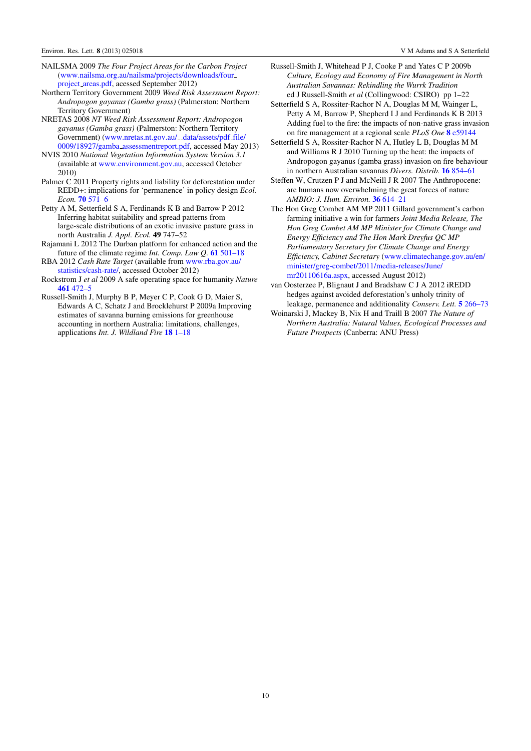NAILSMA 2009 *The Four Project Areas for the Carbon Project* (www.nailsma.org.au/nailsma/projects/downloads/four_project_areas.pdf, acessed September 2012)

Northern Territory Government 2009 *Weed Risk Assessment Report: Andropogon gayanus (Gamba grass)* (Palmerston: Northern Territory Government)

NRETAS 2008 *NT Weed Risk Assessment Report: Andropogon gayanus (Gamba grass)* (Palmerston: Northern Territory Government) (www.nretas.nt.gov.au/__data/assets/pdf_file/0009/18927/gamba_assessmentreport.pdf, accessed May 2013)

NVIS 2010 *National Vegetation Information System Version 3.1* (available at www.environment.gov.au, accessed October 2010)

Palmer C 2011 Property rights and liability for deforestation under REDD+: implications for 'permanence' in policy design *Ecol. Econ.* **70** 571–6

Petty A M, Setterfield S A, Ferdinands K B and Barrow P 2012 Inferring habitat suitability and spread patterns from large-scale distributions of an exotic invasive pasture grass in north Australia *J. Appl. Ecol.* **49** 747–52

Rajamani L 2012 The Durban platform for enhanced action and the future of the climate regime *Int. Comp. Law Q.* **61** 501–18

RBA 2012 *Cash Rate Target* (available from www.rba.gov.au/statistics/cash-rate/, accessed October 2012)

Rockstrom J *et al* 2009 A safe operating space for humanity *Nature* **461** 472–5

Russell-Smith J, Murphy B P, Meyer C P, Cook G D, Maier S, Edwards A C, Schatz J and Brocklehurst P 2009a Improving estimates of savanna burning emissions for greenhouse accounting in northern Australia: limitations, challenges, applications *Int. J. Wildland Fire* **18** 1–18

Russell-Smith J, Whitehead P J, Cooke P and Yates C P 2009b *Culture, Ecology and Economy of Fire Management in North Australian Savannas: Rekindling the Wurrk Tradition* ed J Russell-Smith *et al* (Collingwood: CSIRO) pp 1–22

Setterfield S A, Rossiter-Rachor N A, Douglas M M, Wainger L, Petty A M, Barrow P, Shepherd I J and Ferdinands K B 2013 Adding fuel to the fire: the impacts of non-native grass invasion on fire management at a regional scale *PLoS One* **8** e59144

Setterfield S A, Rossiter-Rachor N A, Hutley L B, Douglas M M and Williams R J 2010 Turning up the heat: the impacts of Andropogon gayanus (gamba grass) invasion on fire behaviour in northern Australian savannas *Divers. Distrib.* **16** 854–61

Steffen W, Crutzen P J and McNeill J R 2007 The Anthropocene: are humans now overwhelming the great forces of nature *AMBIO: J. Hum. Environ.* **36** 614–21

The Hon Greg Combet AM MP 2011 Gillard government's carbon farming initiative a win for farmers *Joint Media Release, The Hon Greg Combet AM MP Minister for Climate Change and Energy Efficiency and The Hon Mark Dreyfus QC MP Parliamentary Secretary for Climate Change and Energy Efficiency, Cabinet Secretary* (www.climatechange.gov.au/en/minister/greg-combet/2011/media-releases/June/mr20110616a.aspx, accessed August 2012)

van Oosterzee P, Blignaut J and Bradshaw C J A 2012 iREDD hedges against avoided deforestation's unholy trinity of leakage, permanence and additionality *Conserv. Lett.* **5** 266–73

Woinarski J, Mackey B, Nix H and Traill B 2007 *The Nature of Northern Australia: Natural Values, Ecological Processes and Future Prospects* (Canberra: ANU Press)